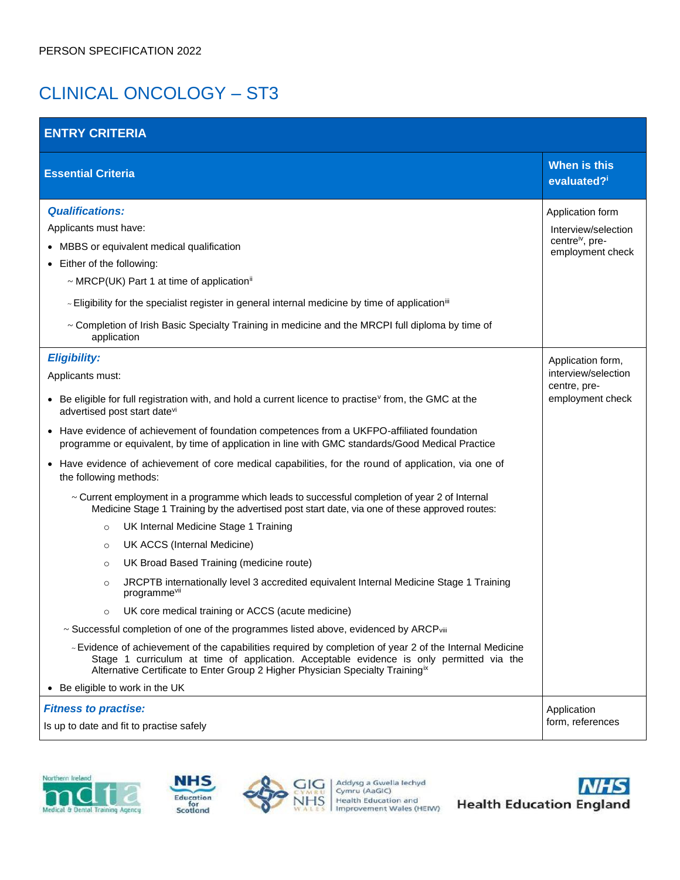PERSON SPECIFICATION 2022

# CLINICAL ONCOLOGY – ST3

| ENTRY CRITERIA | |
|---|---|
| **Essential Criteria** | **When is this evaluated?**[i] |
| ***Qualifications:***<br>Applicants must have:<br>• MBBS or equivalent medical qualification<br>• Either of the following:<br>~ MRCP(UK) Part 1 at time of application[ii]<br>~ Eligibility for the specialist register in general internal medicine by time of application[iii]<br>~ Completion of Irish Basic Specialty Training in medicine and the MRCPI full diploma by time of application | Application form<br>Interview/selection centre[iv], pre-employment check |
| ***Eligibility:***<br>Applicants must:<br>• Be eligible for full registration with, and hold a current licence to practise[v] from, the GMC at the advertised post start date[vi]<br>• Have evidence of achievement of foundation competences from a UKFPO-affiliated foundation programme or equivalent, by time of application in line with GMC standards/Good Medical Practice<br>• Have evidence of achievement of core medical capabilities, for the round of application, via one of the following methods:<br>~ Current employment in a programme which leads to successful completion of year 2 of Internal Medicine Stage 1 Training by the advertised post start date, via one of these approved routes:<br>○ UK Internal Medicine Stage 1 Training<br>○ UK ACCS (Internal Medicine)<br>○ UK Broad Based Training (medicine route)<br>○ JRCPTB internationally level 3 accredited equivalent Internal Medicine Stage 1 Training programme[vii]<br>○ UK core medical training or ACCS (acute medicine)<br>~ Successful completion of one of the programmes listed above, evidenced by ARCP[viii]<br>~ Evidence of achievement of the capabilities required by completion of year 2 of the Internal Medicine Stage 1 curriculum at time of application. Acceptable evidence is only permitted via the Alternative Certificate to Enter Group 2 Higher Physician Specialty Training[ix]<br>• Be eligible to work in the UK | Application form, interview/selection centre, pre-employment check |
| ***Fitness to practise:***<br>Is up to date and fit to practise safely | Application form, references |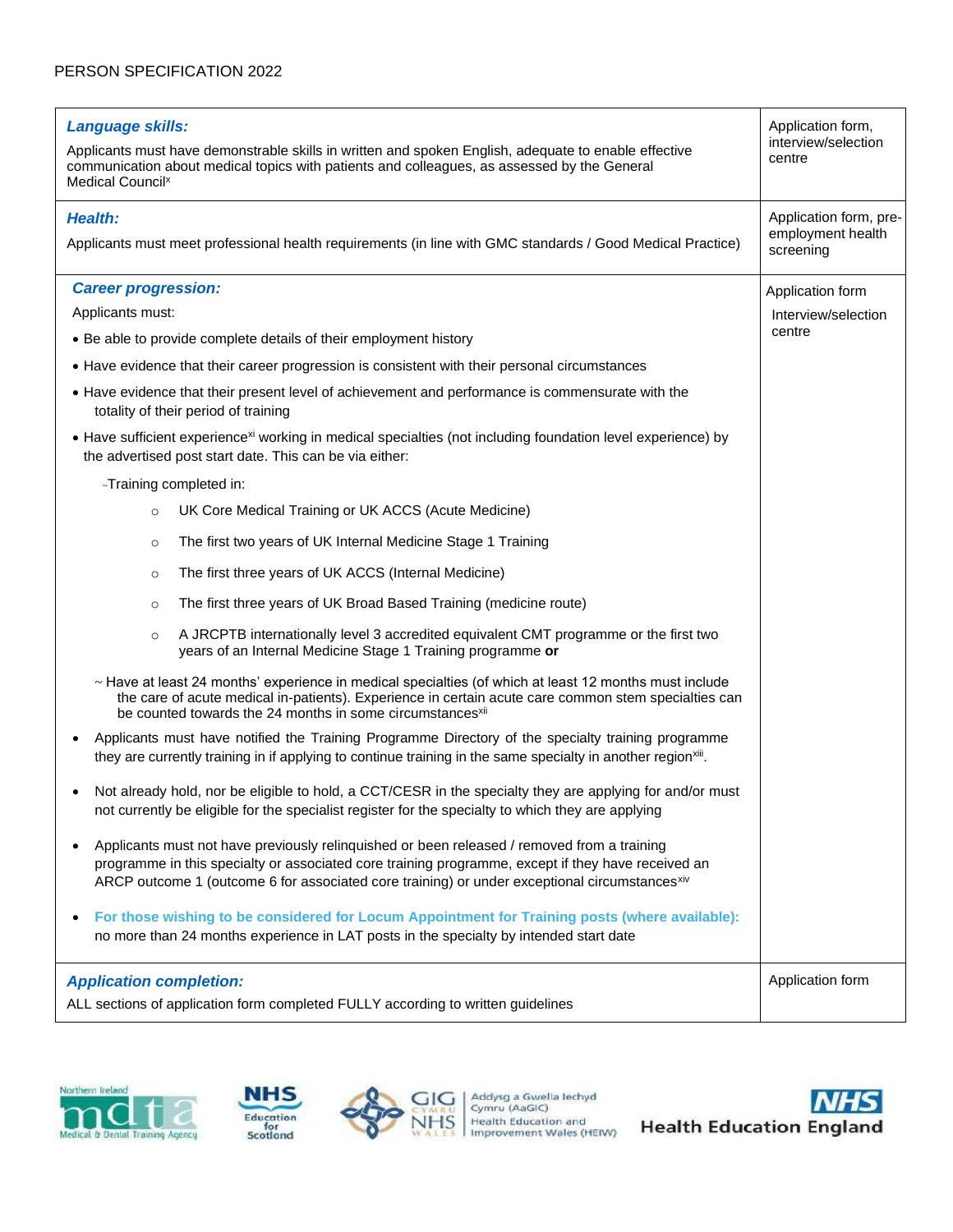PERSON SPECIFICATION 2022

| | |
|---|---|
| ***Language skills:***<br><br>Applicants must have demonstrable skills in written and spoken English, adequate to enable effective communication about medical topics with patients and colleagues, as assessed by the General Medical Council[x] | Application form, interview/selection centre |
| ***Health:***<br><br>Applicants must meet professional health requirements (in line with GMC standards / Good Medical Practice) | Application form, pre-employment health screening |
| ***Career progression:***<br><br>Applicants must:<br><br>• Be able to provide complete details of their employment history<br><br>• Have evidence that their career progression is consistent with their personal circumstances<br><br>• Have evidence that their present level of achievement and performance is commensurate with the totality of their period of training<br><br>• Have sufficient experience[xi] working in medical specialties (not including foundation level experience) by the advertised post start date. This can be via either:<br><br>~Training completed in:<br><br>○ UK Core Medical Training or UK ACCS (Acute Medicine)<br><br>○ The first two years of UK Internal Medicine Stage 1 Training<br><br>○ The first three years of UK ACCS (Internal Medicine)<br><br>○ The first three years of UK Broad Based Training (medicine route)<br><br>○ A JRCPTB internationally level 3 accredited equivalent CMT programme or the first two years of an Internal Medicine Stage 1 Training programme **or**<br><br>~ Have at least 24 months' experience in medical specialties (of which at least 12 months must include the care of acute medical in-patients). Experience in certain acute care common stem specialties can be counted towards the 24 months in some circumstances[xii]<br><br>• Applicants must have notified the Training Programme Directory of the specialty training programme they are currently training in if applying to continue training in the same specialty in another region[xiii].<br><br>• Not already hold, nor be eligible to hold, a CCT/CESR in the specialty they are applying for and/or must not currently be eligible for the specialist register for the specialty to which they are applying<br><br>• Applicants must not have previously relinquished or been released / removed from a training programme in this specialty or associated core training programme, except if they have received an ARCP outcome 1 (outcome 6 for associated core training) or under exceptional circumstances[xiv]<br><br>• **For those wishing to be considered for Locum Appointment for Training posts (where available):** no more than 24 months experience in LAT posts in the specialty by intended start date | Application form<br><br>Interview/selection centre |
| ***Application completion:***<br><br>ALL sections of application form completed FULLY according to written guidelines | Application form |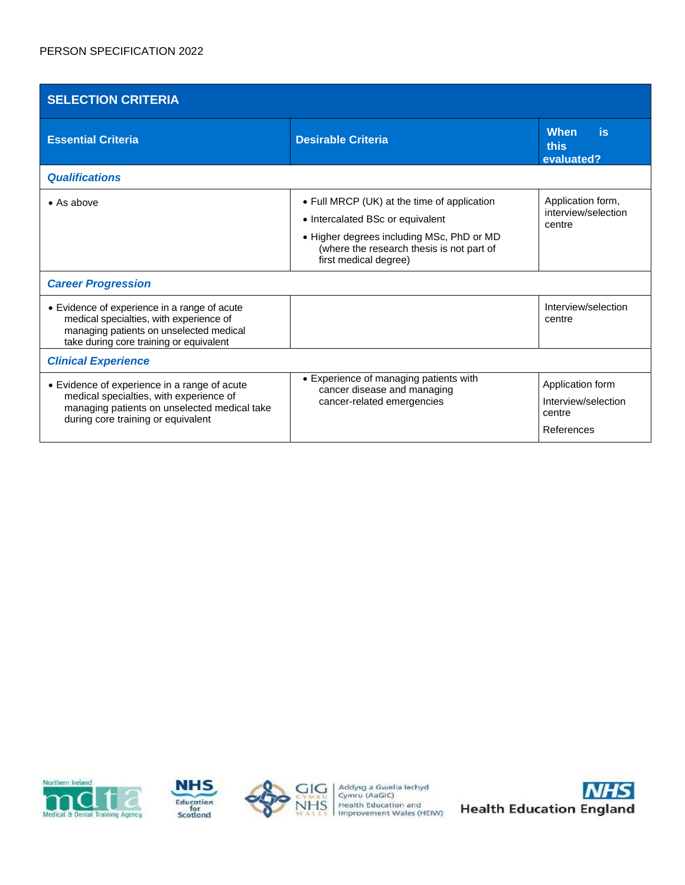PERSON SPECIFICATION 2022

| SELECTION CRITERIA | | |
|---|---|---|
| **Essential Criteria** | **Desirable Criteria** | **When is this evaluated?** |
| ***Qualifications*** | | |
| • As above | • Full MRCP (UK) at the time of application<br>• Intercalated BSc or equivalent<br>• Higher degrees including MSc, PhD or MD (where the research thesis is not part of first medical degree) | Application form, interview/selection centre |
| ***Career Progression*** | | |
| • Evidence of experience in a range of acute medical specialties, with experience of managing patients on unselected medical take during core training or equivalent | | Interview/selection centre |
| ***Clinical Experience*** | | |
| • Evidence of experience in a range of acute medical specialties, with experience of managing patients on unselected medical take during core training or equivalent | • Experience of managing patients with cancer disease and managing cancer-related emergencies | Application form<br>Interview/selection centre<br>References |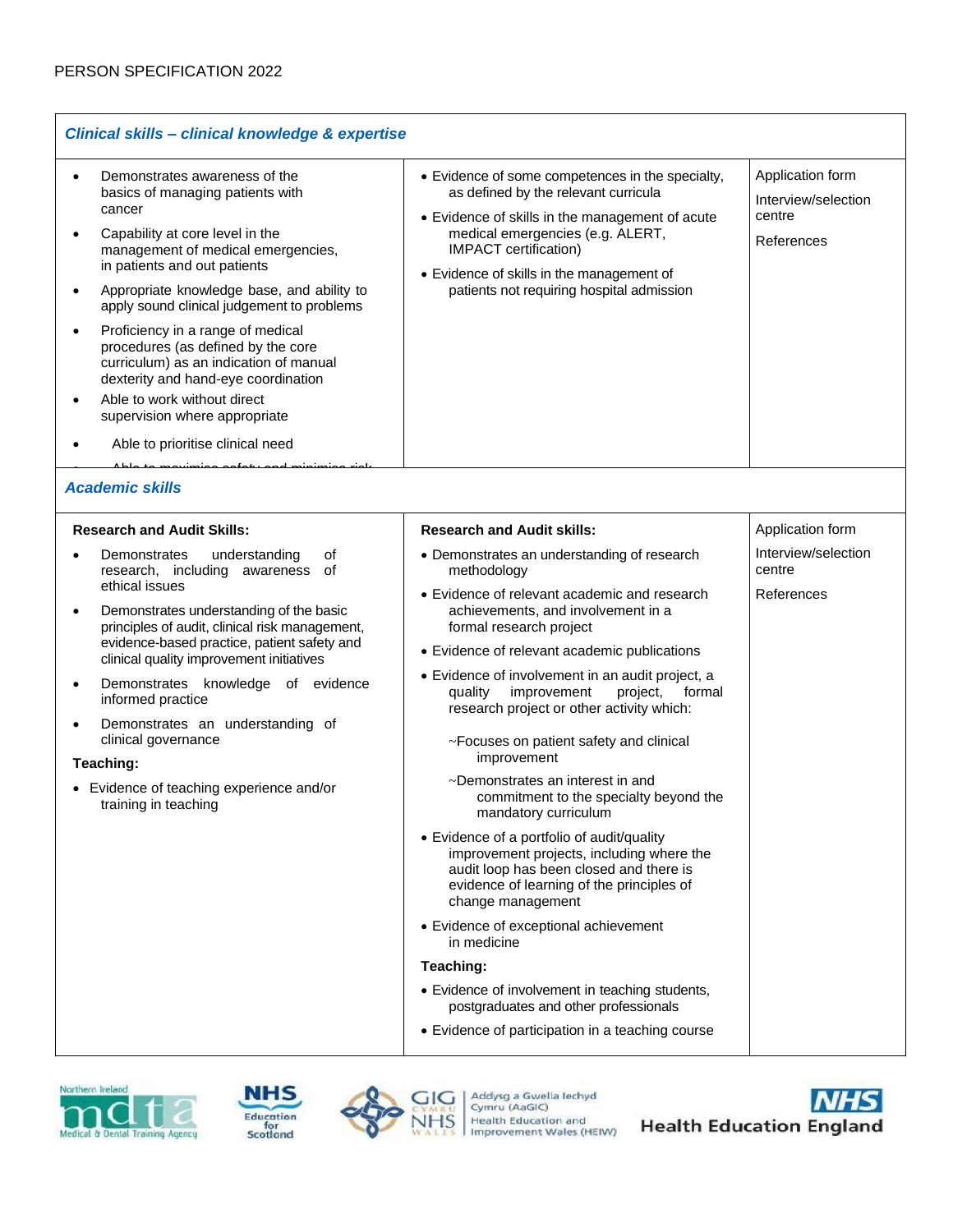PERSON SPECIFICATION 2022

| *Clinical skills – clinical knowledge & expertise* | | |
|---|---|---|
| • Demonstrates awareness of the basics of managing patients with cancer<br>• Capability at core level in the management of medical emergencies, in patients and out patients<br>• Appropriate knowledge base, and ability to apply sound clinical judgement to problems<br>• Proficiency in a range of medical procedures (as defined by the core curriculum) as an indication of manual dexterity and hand-eye coordination<br>• Able to work without direct supervision where appropriate<br>• Able to prioritise clinical need<br>• Able to maximise safety and minimise risk | • Evidence of some competences in the specialty, as defined by the relevant curricula<br>• Evidence of skills in the management of acute medical emergencies (e.g. ALERT, IMPACT certification)<br>• Evidence of skills in the management of patients not requiring hospital admission | Application form<br>Interview/selection centre<br>References |
| ***Academic skills*** | | |
| **Research and Audit Skills:**<br>• Demonstrates understanding of research, including awareness of ethical issues<br>• Demonstrates understanding of the basic principles of audit, clinical risk management, evidence-based practice, patient safety and clinical quality improvement initiatives<br>• Demonstrates knowledge of evidence informed practice<br>• Demonstrates an understanding of clinical governance<br>**Teaching:**<br>• Evidence of teaching experience and/or training in teaching | **Research and Audit skills:**<br>• Demonstrates an understanding of research methodology<br>• Evidence of relevant academic and research achievements, and involvement in a formal research project<br>• Evidence of relevant academic publications<br>• Evidence of involvement in an audit project, a quality improvement project, formal research project or other activity which:<br>~Focuses on patient safety and clinical improvement<br>~Demonstrates an interest in and commitment to the specialty beyond the mandatory curriculum<br>• Evidence of a portfolio of audit/quality improvement projects, including where the audit loop has been closed and there is evidence of learning of the principles of change management<br>• Evidence of exceptional achievement in medicine<br>**Teaching:**<br>• Evidence of involvement in teaching students, postgraduates and other professionals<br>• Evidence of participation in a teaching course | Application form<br>Interview/selection centre<br>References |

Northern Ireland Medical & Dental Training Agency | NHS Education for Scotland | GIG Cymru NHS Wales Addysg a Gwella Iechyd Cymru (AaGIC) Health Education and Improvement Wales (HEIW) | NHS Health Education England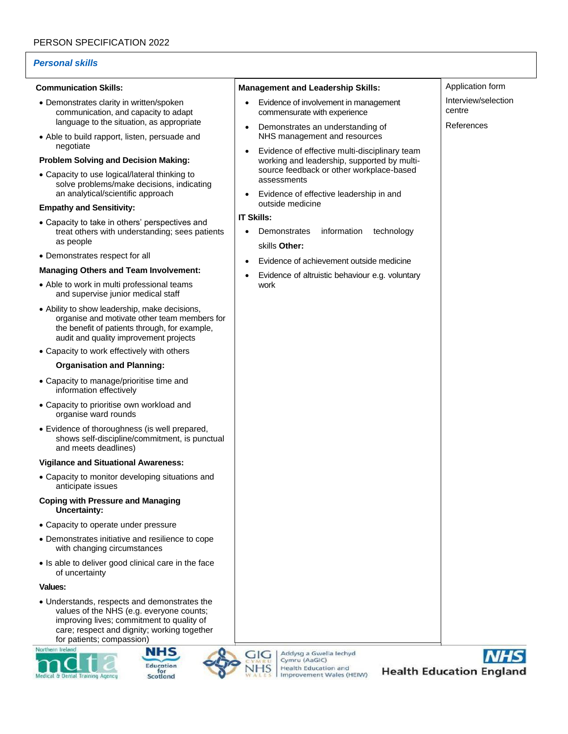PERSON SPECIFICATION 2022

## *Personal skills*

| | | |
|---|---|---|
| **Communication Skills:**<br>• Demonstrates clarity in written/spoken communication, and capacity to adapt language to the situation, as appropriate<br>• Able to build rapport, listen, persuade and negotiate<br>**Problem Solving and Decision Making:**<br>• Capacity to use logical/lateral thinking to solve problems/make decisions, indicating an analytical/scientific approach<br>**Empathy and Sensitivity:**<br>• Capacity to take in others' perspectives and treat others with understanding; sees patients as people<br>• Demonstrates respect for all<br>**Managing Others and Team Involvement:**<br>• Able to work in multi professional teams and supervise junior medical staff<br>• Ability to show leadership, make decisions, organise and motivate other team members for the benefit of patients through, for example, audit and quality improvement projects<br>• Capacity to work effectively with others<br>**Organisation and Planning:**<br>• Capacity to manage/prioritise time and information effectively<br>• Capacity to prioritise own workload and organise ward rounds<br>• Evidence of thoroughness (is well prepared, shows self-discipline/commitment, is punctual and meets deadlines)<br>**Vigilance and Situational Awareness:**<br>• Capacity to monitor developing situations and anticipate issues<br>**Coping with Pressure and Managing Uncertainty:**<br>• Capacity to operate under pressure<br>• Demonstrates initiative and resilience to cope with changing circumstances<br>• Is able to deliver good clinical care in the face of uncertainty<br>**Values:**<br>• Understands, respects and demonstrates the values of the NHS (e.g. everyone counts; improving lives; commitment to quality of care; respect and dignity; working together for patients; compassion) | **Management and Leadership Skills:**<br>• Evidence of involvement in management commensurate with experience<br>• Demonstrates an understanding of NHS management and resources<br>• Evidence of effective multi-disciplinary team working and leadership, supported by multi-source feedback or other workplace-based assessments<br>• Evidence of effective leadership in and outside medicine<br>**IT Skills:**<br>• Demonstrates information technology skills<br>**Other:**<br>• Evidence of achievement outside medicine<br>• Evidence of altruistic behaviour e.g. voluntary work | Application form<br>Interview/selection centre<br>References |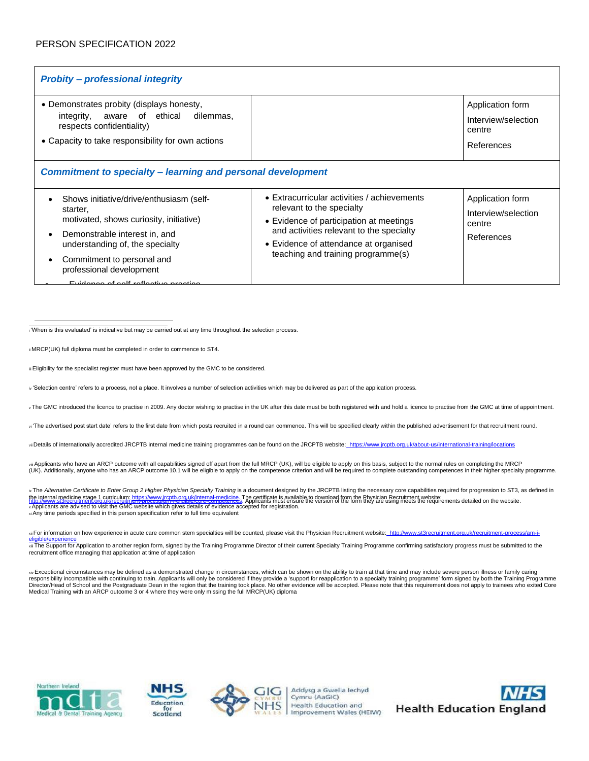PERSON SPECIFICATION 2022

| | | |
|---|---|---|
| ***Probity – professional integrity*** | | |
| • Demonstrates probity (displays honesty, integrity, aware of ethical dilemmas, respects confidentiality)<br>• Capacity to take responsibility for own actions | | Application form<br>Interview/selection centre<br>References |
| ***Commitment to specialty – learning and personal development*** | | |
| • Shows initiative/drive/enthusiasm (self-starter, motivated, shows curiosity, initiative)<br>• Demonstrable interest in, and understanding of, the specialty<br>• Commitment to personal and professional development<br>• Evidence of self-reflective practice | • Extracurricular activities / achievements relevant to the specialty<br>• Evidence of participation at meetings and activities relevant to the specialty<br>• Evidence of attendance at organised teaching and training programme(s) | Application form<br>Interview/selection centre<br>References |

---

i 'When is this evaluated' is indicative but may be carried out at any time throughout the selection process.

ii MRCP(UK) full diploma must be completed in order to commence to ST4.

iii Eligibility for the specialist register must have been approved by the GMC to be considered.

iv 'Selection centre' refers to a process, not a place. It involves a number of selection activities which may be delivered as part of the application process.

v The GMC introduced the licence to practise in 2009. Any doctor wishing to practise in the UK after this date must be both registered with and hold a licence to practise from the GMC at time of appointment.

vi 'The advertised post start date' refers to the first date from which posts recruited in a round can commence. This will be specified clearly within the published advertisement for that recruitment round.

vii Details of internationally accredited JRCPTB internal medicine training programmes can be found on the JRCPTB website: https://www.jrcptb.org.uk/about-us/international-training/locations

viii Applicants who have an ARCP outcome with all capabilities signed off apart from the full MRCP (UK), will be eligible to apply on this basis, subject to the normal rules on completing the MRCP (UK). Additionally, anyone who has an ARCP outcome 10.1 will be eligible to apply on the competence criterion and will be required to complete outstanding competences in their higher specialty programme.

ix The *Alternative Certificate to Enter Group 2 Higher Physician Specialty Training* is a document designed by the JRCPTB listing the necessary core capabilities required for progression to ST3, as defined in the internal medicine stage 1 curriculum: https://www.jrcptb.org.uk/internal-medicine. The certificate is available to download from the Physician Recruitment website: http://www.st3recruitment.org.uk/recruitment-process/am-i-eligible/core-competences. Applicants must ensure the version of the form they are using meets the requirements detailed on the website.

x Applicants are advised to visit the GMC website which gives details of evidence accepted for registration.

xi Any time periods specified in this person specification refer to full time equivalent

xii For information on how experience in acute care common stem specialties will be counted, please visit the Physician Recruitment website: http://www.st3recruitment.org.uk/recruitment-process/am-i-eligible/experience

xiii The Support for Application to another region form, signed by the Training Programme Director of their current Specialty Training Programme confirming satisfactory progress must be submitted to the recruitment office managing that application at time of application

xiv Exceptional circumstances may be defined as a demonstrated change in circumstances, which can be shown on the ability to train at that time and may include severe person illness or family caring responsibility incompatible with continuing to train. Applicants will only be considered if they provide a 'support for reapplication to a specialty training programme' form signed by both the Training Programme Director/Head of School and the Postgraduate Dean in the region that the training took place. No other evidence will be accepted. Please note that this requirement does not apply to trainees who exited Core Medical Training with an ARCP outcome 3 or 4 where they were only missing the full MRCP(UK) diploma

Northern Ireland Medical & Dental Training Agency — NHS Education for Scotland — GIG Cymru NHS Wales Addysg a Gwella Iechyd Cymru (AaGIC) Health Education and Improvement Wales (HEIW) — NHS Health Education England